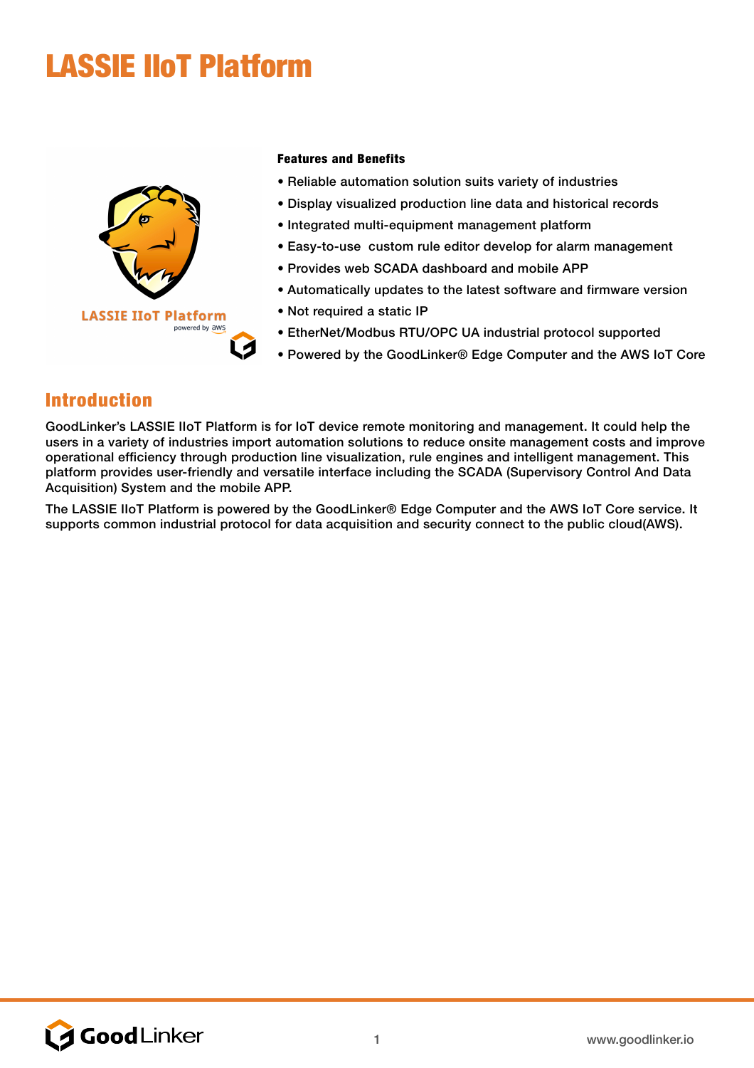# LASSIE IIoT Platform

**Features and Benefits**

- Reliable automation solution suits variety of industries
- Display visualized production line data and historical records
- Integrated multi-equipment management platform
- Easy-to-use  custom rule editor develop for alarm management
- Provides web SCADA dashboard and mobile APP
- Automatically updates to the latest software and firmware version
- Not required a static IP
- EtherNet/Modbus RTU/OPC UA industrial protocol supported
- Powered by the GoodLinker® Edge Computer and the AWS IoT Core

## Introduction

GoodLinker's LASSIE IIoT Platform is for IoT device remote monitoring and management. It could help the users in a variety of industries import automation solutions to reduce onsite management costs and improve operational efficiency through production line visualization, rule engines and intelligent management. This platform provides user-friendly and versatile interface including the SCADA (Supervisory Control And Data Acquisition) System and the mobile APP.

The LASSIE IIoT Platform is powered by the GoodLinker® Edge Computer and the AWS IoT Core service. It supports common industrial protocol for data acquisition and security connect to the public cloud(AWS).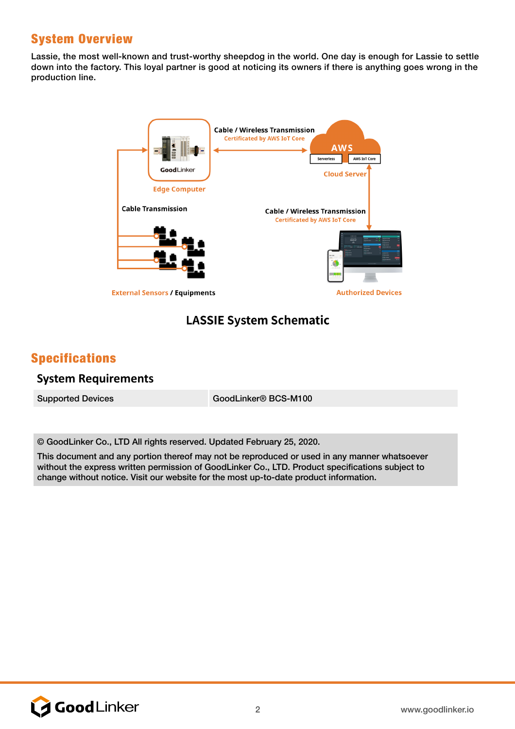## System Overview

Lassie, the most well-known and trust-worthy sheepdog in the world. One day is enough for Lassie to settle down into the factory. This loyal partner is good at noticing its owners if there is anything goes wrong in the production line.

Cable / Wireless Transmission
Certificated by AWS IoT Core

GoodLinker
Edge Computer

AWS
Serverless
AWS IoT Core
Cloud Server

Cable Transmission

Cable / Wireless Transmission
Certificated by AWS IoT Core

External Sensors / Equipments

Authorized Devices

**LASSIE System Schematic**

## Specifications

### System Requirements

| | |
|---|---|
| Supported Devices | GoodLinker® BCS-M100 |

© GoodLinker Co., LTD All rights reserved. Updated February 25, 2020.

This document and any portion thereof may not be reproduced or used in any manner whatsoever without the express written permission of GoodLinker Co., LTD. Product specifications subject to change without notice. Visit our website for the most up-to-date product information.